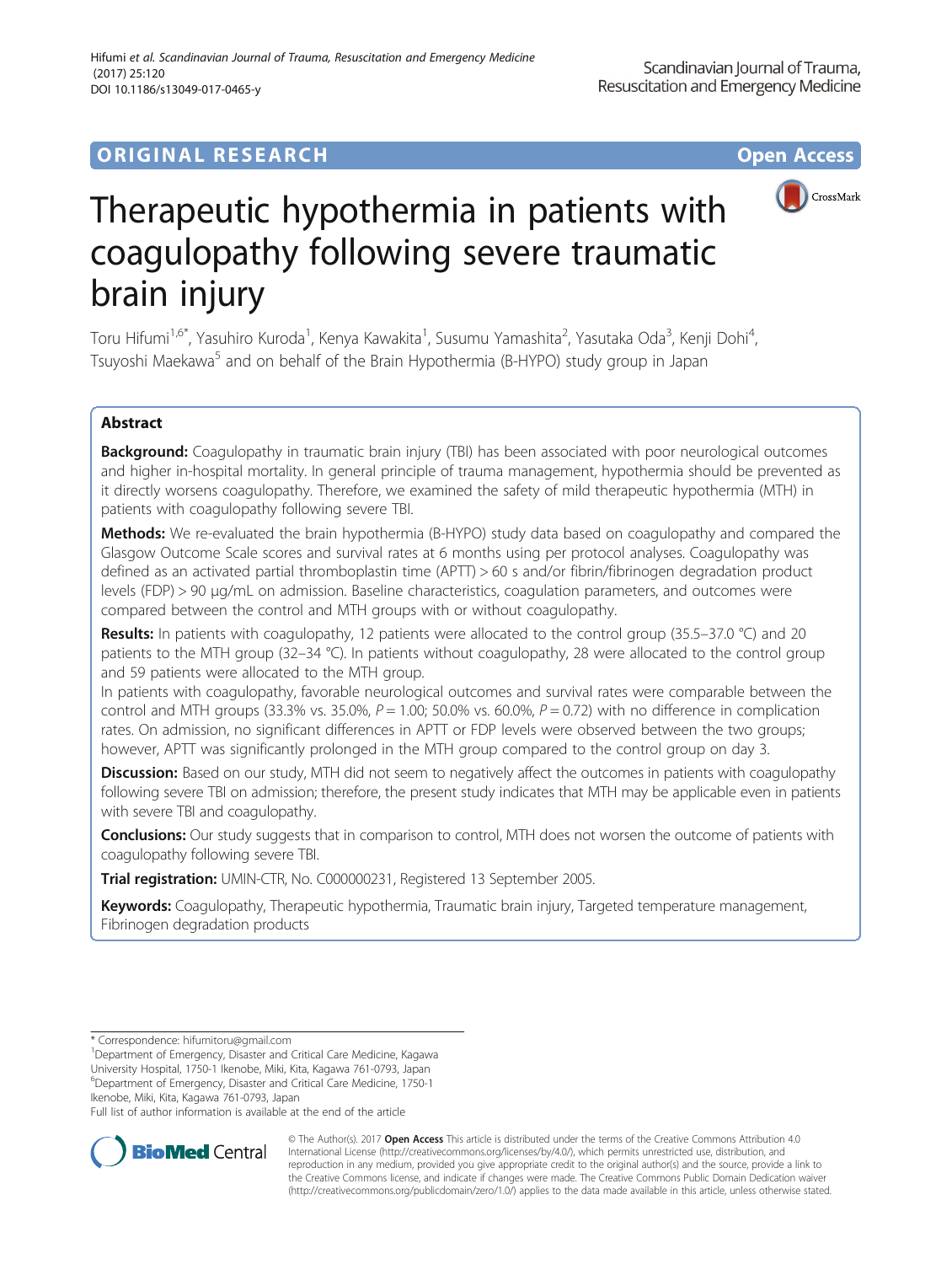ORIGINAL RESEARCH

Open Access

# Therapeutic hypothermia in patients with coagulopathy following severe traumatic brain injury

Toru Hifumi[1,6*], Yasuhiro Kuroda[1], Kenya Kawakita[1], Susumu Yamashita[2], Yasutaka Oda[3], Kenji Dohi[4], Tsuyoshi Maekawa[5] and on behalf of the Brain Hypothermia (B-HYPO) study group in Japan

## Abstract

**Background:** Coagulopathy in traumatic brain injury (TBI) has been associated with poor neurological outcomes and higher in-hospital mortality. In general principle of trauma management, hypothermia should be prevented as it directly worsens coagulopathy. Therefore, we examined the safety of mild therapeutic hypothermia (MTH) in patients with coagulopathy following severe TBI.

**Methods:** We re-evaluated the brain hypothermia (B-HYPO) study data based on coagulopathy and compared the Glasgow Outcome Scale scores and survival rates at 6 months using per protocol analyses. Coagulopathy was defined as an activated partial thromboplastin time (APTT) > 60 s and/or fibrin/fibrinogen degradation product levels (FDP) > 90 μg/mL on admission. Baseline characteristics, coagulation parameters, and outcomes were compared between the control and MTH groups with or without coagulopathy.

**Results:** In patients with coagulopathy, 12 patients were allocated to the control group (35.5–37.0 °C) and 20 patients to the MTH group (32–34 °C). In patients without coagulopathy, 28 were allocated to the control group and 59 patients were allocated to the MTH group.

In patients with coagulopathy, favorable neurological outcomes and survival rates were comparable between the control and MTH groups (33.3% vs. 35.0%, $P = 1.00$; 50.0% vs. 60.0%, $P = 0.72$) with no difference in complication rates. On admission, no significant differences in APTT or FDP levels were observed between the two groups; however, APTT was significantly prolonged in the MTH group compared to the control group on day 3.

**Discussion:** Based on our study, MTH did not seem to negatively affect the outcomes in patients with coagulopathy following severe TBI on admission; therefore, the present study indicates that MTH may be applicable even in patients with severe TBI and coagulopathy.

**Conclusions:** Our study suggests that in comparison to control, MTH does not worsen the outcome of patients with coagulopathy following severe TBI.

**Trial registration:** UMIN-CTR, No. C000000231, Registered 13 September 2005.

**Keywords:** Coagulopathy, Therapeutic hypothermia, Traumatic brain injury, Targeted temperature management, Fibrinogen degradation products

* Correspondence: hifumitoru@gmail.com
[1]Department of Emergency, Disaster and Critical Care Medicine, Kagawa University Hospital, 1750-1 Ikenobe, Miki, Kita, Kagawa 761-0793, Japan
[6]Department of Emergency, Disaster and Critical Care Medicine, 1750-1 Ikenobe, Miki, Kita, Kagawa 761-0793, Japan
Full list of author information is available at the end of the article

© The Author(s). 2017 **Open Access** This article is distributed under the terms of the Creative Commons Attribution 4.0 International License (http://creativecommons.org/licenses/by/4.0/), which permits unrestricted use, distribution, and reproduction in any medium, provided you give appropriate credit to the original author(s) and the source, provide a link to the Creative Commons license, and indicate if changes were made. The Creative Commons Public Domain Dedication waiver (http://creativecommons.org/publicdomain/zero/1.0/) applies to the data made available in this article, unless otherwise stated.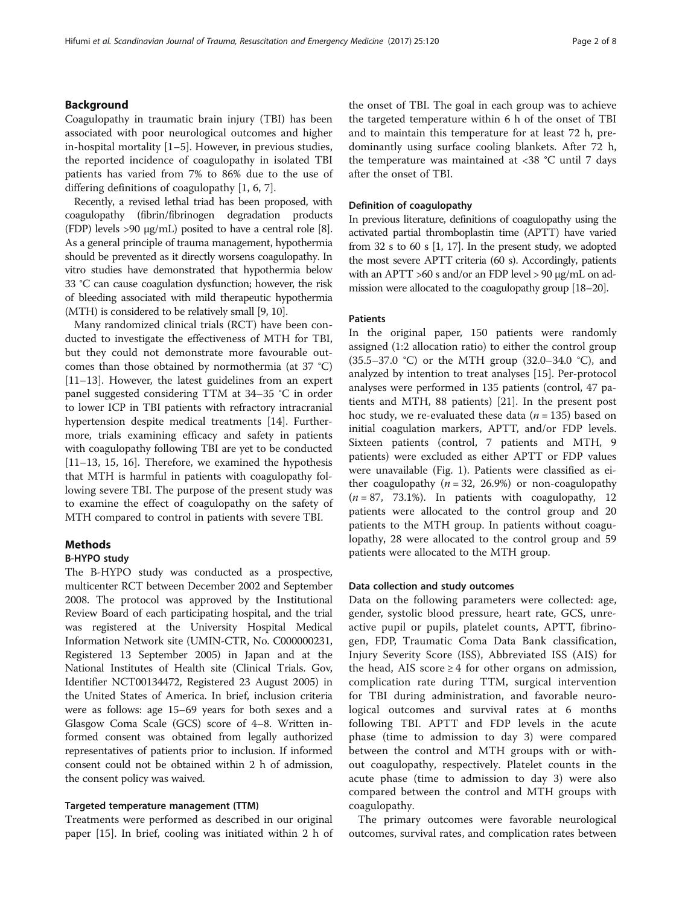## Background

Coagulopathy in traumatic brain injury (TBI) has been associated with poor neurological outcomes and higher in-hospital mortality [1–5]. However, in previous studies, the reported incidence of coagulopathy in isolated TBI patients has varied from 7% to 86% due to the use of differing definitions of coagulopathy [1, 6, 7].

Recently, a revised lethal triad has been proposed, with coagulopathy (fibrin/fibrinogen degradation products (FDP) levels >90 μg/mL) posited to have a central role [8]. As a general principle of trauma management, hypothermia should be prevented as it directly worsens coagulopathy. In vitro studies have demonstrated that hypothermia below 33 °C can cause coagulation dysfunction; however, the risk of bleeding associated with mild therapeutic hypothermia (MTH) is considered to be relatively small [9, 10].

Many randomized clinical trials (RCT) have been conducted to investigate the effectiveness of MTH for TBI, but they could not demonstrate more favourable outcomes than those obtained by normothermia (at 37 °C) [11–13]. However, the latest guidelines from an expert panel suggested considering TTM at 34–35 °C in order to lower ICP in TBI patients with refractory intracranial hypertension despite medical treatments [14]. Furthermore, trials examining efficacy and safety in patients with coagulopathy following TBI are yet to be conducted [11–13, 15, 16]. Therefore, we examined the hypothesis that MTH is harmful in patients with coagulopathy following severe TBI. The purpose of the present study was to examine the effect of coagulopathy on the safety of MTH compared to control in patients with severe TBI.

## Methods

### B-HYPO study

The B-HYPO study was conducted as a prospective, multicenter RCT between December 2002 and September 2008. The protocol was approved by the Institutional Review Board of each participating hospital, and the trial was registered at the University Hospital Medical Information Network site (UMIN-CTR, No. C000000231, Registered 13 September 2005) in Japan and at the National Institutes of Health site (Clinical Trials. Gov, Identifier NCT00134472, Registered 23 August 2005) in the United States of America. In brief, inclusion criteria were as follows: age 15–69 years for both sexes and a Glasgow Coma Scale (GCS) score of 4–8. Written informed consent was obtained from legally authorized representatives of patients prior to inclusion. If informed consent could not be obtained within 2 h of admission, the consent policy was waived.

### Targeted temperature management (TTM)

Treatments were performed as described in our original paper [15]. In brief, cooling was initiated within 2 h of the onset of TBI. The goal in each group was to achieve the targeted temperature within 6 h of the onset of TBI and to maintain this temperature for at least 72 h, predominantly using surface cooling blankets. After 72 h, the temperature was maintained at <38 °C until 7 days after the onset of TBI.

### Definition of coagulopathy

In previous literature, definitions of coagulopathy using the activated partial thromboplastin time (APTT) have varied from 32 s to 60 s [1, 17]. In the present study, we adopted the most severe APTT criteria (60 s). Accordingly, patients with an APTT >60 s and/or an FDP level > 90 μg/mL on admission were allocated to the coagulopathy group [18–20].

### Patients

In the original paper, 150 patients were randomly assigned (1:2 allocation ratio) to either the control group (35.5–37.0 °C) or the MTH group (32.0–34.0 °C), and analyzed by intention to treat analyses [15]. Per-protocol analyses were performed in 135 patients (control, 47 patients and MTH, 88 patients) [21]. In the present post hoc study, we re-evaluated these data ($n = 135$) based on initial coagulation markers, APTT, and/or FDP levels. Sixteen patients (control, 7 patients and MTH, 9 patients) were excluded as either APTT or FDP values were unavailable (Fig. 1). Patients were classified as either coagulopathy ($n = 32$, 26.9%) or non-coagulopathy ($n = 87$, 73.1%). In patients with coagulopathy, 12 patients were allocated to the control group and 20 patients to the MTH group. In patients without coagulopathy, 28 were allocated to the control group and 59 patients were allocated to the MTH group.

### Data collection and study outcomes

Data on the following parameters were collected: age, gender, systolic blood pressure, heart rate, GCS, unreactive pupil or pupils, platelet counts, APTT, fibrinogen, FDP, Traumatic Coma Data Bank classification, Injury Severity Score (ISS), Abbreviated ISS (AIS) for the head, AIS score ≥ 4 for other organs on admission, complication rate during TTM, surgical intervention for TBI during administration, and favorable neurological outcomes and survival rates at 6 months following TBI. APTT and FDP levels in the acute phase (time to admission to day 3) were compared between the control and MTH groups with or without coagulopathy, respectively. Platelet counts in the acute phase (time to admission to day 3) were also compared between the control and MTH groups with coagulopathy.

The primary outcomes were favorable neurological outcomes, survival rates, and complication rates between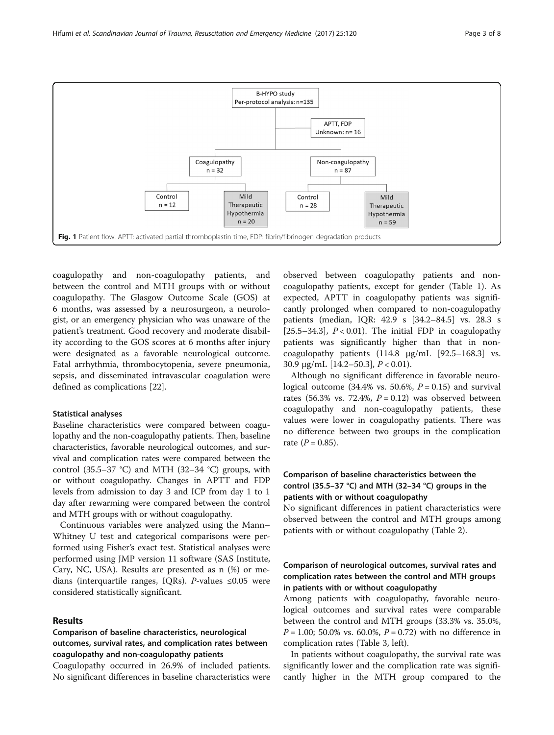B-HYPO study
Per-protocol analysis: n=135

APTT, FDP
Unknown: n= 16

Coagulopathy
n = 32

Non-coagulopathy
n = 87

Control
n = 12

Mild
Therapeutic
Hypothermia
n = 20

Control
n = 28

Mild
Therapeutic
Hypothermia
n = 59

**Fig. 1** Patient flow. APTT: activated partial thromboplastin time, FDP: fibrin/fibrinogen degradation products

coagulopathy and non-coagulopathy patients, and between the control and MTH groups with or without coagulopathy. The Glasgow Outcome Scale (GOS) at 6 months, was assessed by a neurosurgeon, a neurologist, or an emergency physician who was unaware of the patient's treatment. Good recovery and moderate disability according to the GOS scores at 6 months after injury were designated as a favorable neurological outcome. Fatal arrhythmia, thrombocytopenia, severe pneumonia, sepsis, and disseminated intravascular coagulation were defined as complications [22].

### Statistical analyses

Baseline characteristics were compared between coagulopathy and the non-coagulopathy patients. Then, baseline characteristics, favorable neurological outcomes, and survival and complication rates were compared between the control (35.5–37 °C) and MTH (32–34 °C) groups, with or without coagulopathy. Changes in APTT and FDP levels from admission to day 3 and ICP from day 1 to 1 day after rewarming were compared between the control and MTH groups with or without coagulopathy.

Continuous variables were analyzed using the Mann–Whitney U test and categorical comparisons were performed using Fisher's exact test. Statistical analyses were performed using JMP version 11 software (SAS Institute, Cary, NC, USA). Results are presented as n (%) or medians (interquartile ranges, IQRs). *P*-values ≤0.05 were considered statistically significant.

## Results

### Comparison of baseline characteristics, neurological outcomes, survival rates, and complication rates between coagulopathy and non-coagulopathy patients

Coagulopathy occurred in 26.9% of included patients. No significant differences in baseline characteristics were observed between coagulopathy patients and non-coagulopathy patients, except for gender (Table 1). As expected, APTT in coagulopathy patients was significantly prolonged when compared to non-coagulopathy patients (median, IQR: 42.9 s [34.2–84.5] vs. 28.3 s [25.5–34.3], $P < 0.01$). The initial FDP in coagulopathy patients was significantly higher than that in non-coagulopathy patients (114.8 μg/mL [92.5–168.3] vs. 30.9 μg/mL [14.2–50.3], $P < 0.01$).

Although no significant difference in favorable neurological outcome (34.4% vs. 50.6%, $P = 0.15$) and survival rates (56.3% vs. 72.4%, $P = 0.12$) was observed between coagulopathy and non-coagulopathy patients, these values were lower in coagulopathy patients. There was no difference between two groups in the complication rate ($P = 0.85$).

### Comparison of baseline characteristics between the control (35.5–37 °C) and MTH (32–34 °C) groups in the patients with or without coagulopathy

No significant differences in patient characteristics were observed between the control and MTH groups among patients with or without coagulopathy (Table 2).

### Comparison of neurological outcomes, survival rates and complication rates between the control and MTH groups in patients with or without coagulopathy

Among patients with coagulopathy, favorable neurological outcomes and survival rates were comparable between the control and MTH groups (33.3% vs. 35.0%, $P = 1.00$; 50.0% vs. 60.0%, $P = 0.72$) with no difference in complication rates (Table 3, left).

In patients without coagulopathy, the survival rate was significantly lower and the complication rate was significantly higher in the MTH group compared to the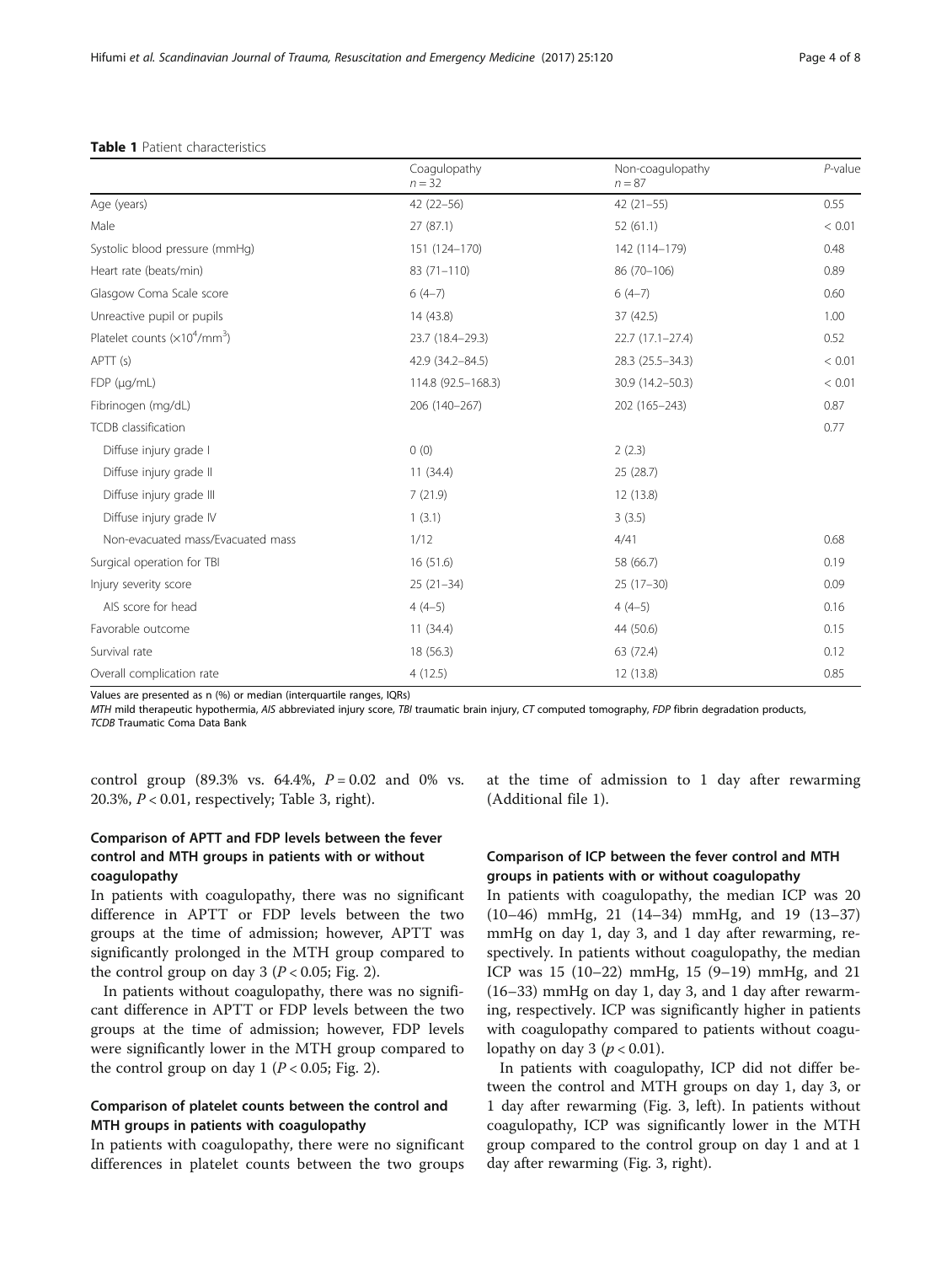**Table 1** Patient characteristics

| | Coagulopathy $n = 32$ | Non-coagulopathy $n = 87$ | P-value |
|---|---|---|---|
| Age (years) | 42 (22–56) | 42 (21–55) | 0.55 |
| Male | 27 (87.1) | 52 (61.1) | < 0.01 |
| Systolic blood pressure (mmHg) | 151 (124–170) | 142 (114–179) | 0.48 |
| Heart rate (beats/min) | 83 (71–110) | 86 (70–106) | 0.89 |
| Glasgow Coma Scale score | 6 (4–7) | 6 (4–7) | 0.60 |
| Unreactive pupil or pupils | 14 (43.8) | 37 (42.5) | 1.00 |
| Platelet counts ($\times 10^4/mm^3$) | 23.7 (18.4–29.3) | 22.7 (17.1–27.4) | 0.52 |
| APTT (s) | 42.9 (34.2–84.5) | 28.3 (25.5–34.3) | < 0.01 |
| FDP (μg/mL) | 114.8 (92.5–168.3) | 30.9 (14.2–50.3) | < 0.01 |
| Fibrinogen (mg/dL) | 206 (140–267) | 202 (165–243) | 0.87 |
| TCDB classification | | | 0.77 |
| Diffuse injury grade I | 0 (0) | 2 (2.3) | |
| Diffuse injury grade II | 11 (34.4) | 25 (28.7) | |
| Diffuse injury grade III | 7 (21.9) | 12 (13.8) | |
| Diffuse injury grade IV | 1 (3.1) | 3 (3.5) | |
| Non-evacuated mass/Evacuated mass | 1/12 | 4/41 | 0.68 |
| Surgical operation for TBI | 16 (51.6) | 58 (66.7) | 0.19 |
| Injury severity score | 25 (21–34) | 25 (17–30) | 0.09 |
| AIS score for head | 4 (4–5) | 4 (4–5) | 0.16 |
| Favorable outcome | 11 (34.4) | 44 (50.6) | 0.15 |
| Survival rate | 18 (56.3) | 63 (72.4) | 0.12 |
| Overall complication rate | 4 (12.5) | 12 (13.8) | 0.85 |

Values are presented as n (%) or median (interquartile ranges, IQRs)

*MTH* mild therapeutic hypothermia, *AIS* abbreviated injury score, *TBI* traumatic brain injury, *CT* computed tomography, *FDP* fibrin degradation products, *TCDB* Traumatic Coma Data Bank

control group (89.3% vs. 64.4%, $P = 0.02$ and 0% vs. 20.3%, $P < 0.01$, respectively; Table 3, right).

### Comparison of APTT and FDP levels between the fever control and MTH groups in patients with or without coagulopathy

In patients with coagulopathy, there was no significant difference in APTT or FDP levels between the two groups at the time of admission; however, APTT was significantly prolonged in the MTH group compared to the control group on day 3 ($P < 0.05$; Fig. 2).

In patients without coagulopathy, there was no significant difference in APTT or FDP levels between the two groups at the time of admission; however, FDP levels were significantly lower in the MTH group compared to the control group on day 1 ($P < 0.05$; Fig. 2).

### Comparison of platelet counts between the control and MTH groups in patients with coagulopathy

In patients with coagulopathy, there were no significant differences in platelet counts between the two groups at the time of admission to 1 day after rewarming (Additional file 1).

### Comparison of ICP between the fever control and MTH groups in patients with or without coagulopathy

In patients with coagulopathy, the median ICP was 20 (10–46) mmHg, 21 (14–34) mmHg, and 19 (13–37) mmHg on day 1, day 3, and 1 day after rewarming, respectively. In patients without coagulopathy, the median ICP was 15 (10–22) mmHg, 15 (9–19) mmHg, and 21 (16–33) mmHg on day 1, day 3, and 1 day after rewarming, respectively. ICP was significantly higher in patients with coagulopathy compared to patients without coagulopathy on day 3 ($p < 0.01$).

In patients with coagulopathy, ICP did not differ between the control and MTH groups on day 1, day 3, or 1 day after rewarming (Fig. 3, left). In patients without coagulopathy, ICP was significantly lower in the MTH group compared to the control group on day 1 and at 1 day after rewarming (Fig. 3, right).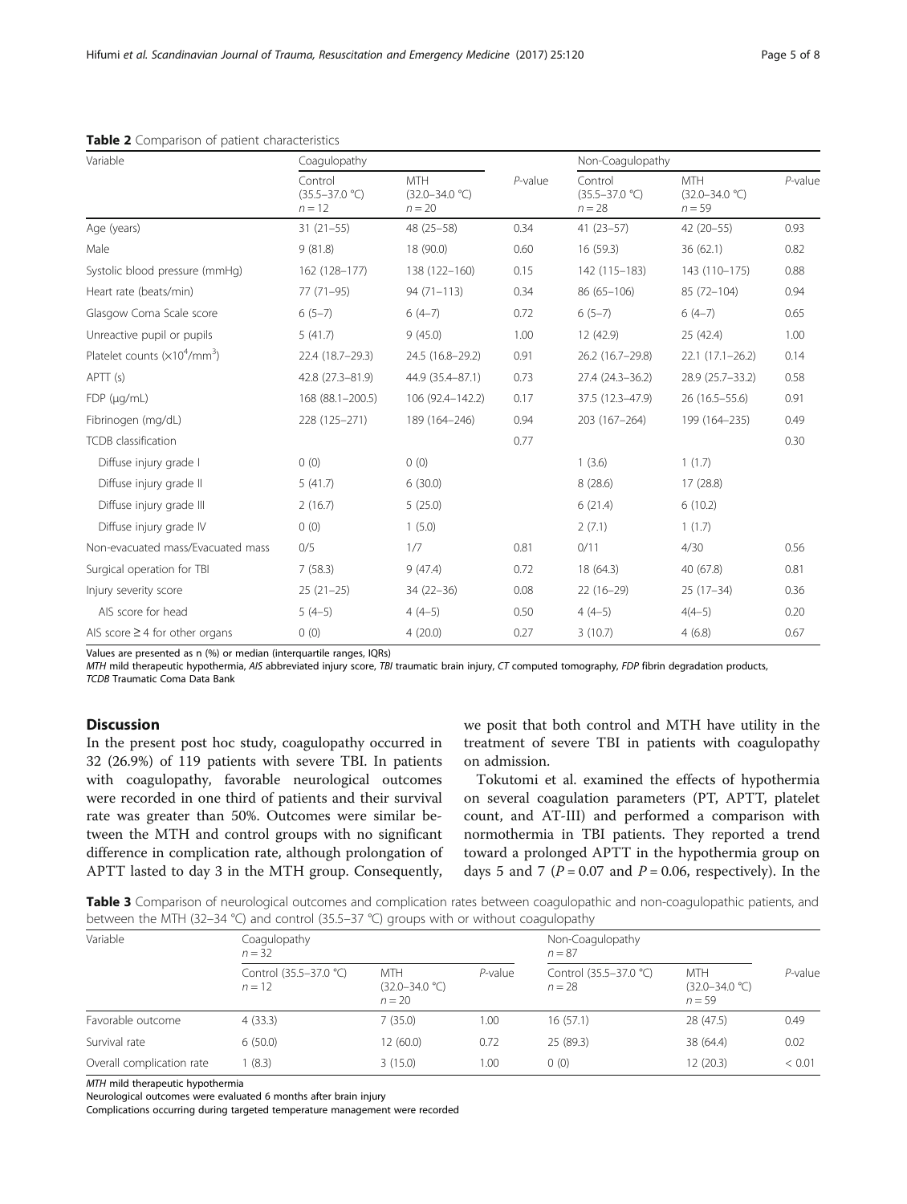**Table 2** Comparison of patient characteristics

| Variable | Coagulopathy | | | Non-Coagulopathy | | |
|---|---|---|---|---|---|---|
| | Control (35.5–37.0 °C) $n = 12$ | MTH (32.0–34.0 °C) $n = 20$ | *P*-value | Control (35.5–37.0 °C) $n = 28$ | MTH (32.0–34.0 °C) $n = 59$ | *P*-value |
| Age (years) | 31 (21–55) | 48 (25–58) | 0.34 | 41 (23–57) | 42 (20–55) | 0.93 |
| Male | 9 (81.8) | 18 (90.0) | 0.60 | 16 (59.3) | 36 (62.1) | 0.82 |
| Systolic blood pressure (mmHg) | 162 (128–177) | 138 (122–160) | 0.15 | 142 (115–183) | 143 (110–175) | 0.88 |
| Heart rate (beats/min) | 77 (71–95) | 94 (71–113) | 0.34 | 86 (65–106) | 85 (72–104) | 0.94 |
| Glasgow Coma Scale score | 6 (5–7) | 6 (4–7) | 0.72 | 6 (5–7) | 6 (4–7) | 0.65 |
| Unreactive pupil or pupils | 5 (41.7) | 9 (45.0) | 1.00 | 12 (42.9) | 25 (42.4) | 1.00 |
| Platelet counts ($\times 10^4/\text{mm}^3$) | 22.4 (18.7–29.3) | 24.5 (16.8–29.2) | 0.91 | 26.2 (16.7–29.8) | 22.1 (17.1–26.2) | 0.14 |
| APTT (s) | 42.8 (27.3–81.9) | 44.9 (35.4–87.1) | 0.73 | 27.4 (24.3–36.2) | 28.9 (25.7–33.2) | 0.58 |
| FDP (μg/mL) | 168 (88.1–200.5) | 106 (92.4–142.2) | 0.17 | 37.5 (12.3–47.9) | 26 (16.5–55.6) | 0.91 |
| Fibrinogen (mg/dL) | 228 (125–271) | 189 (164–246) | 0.94 | 203 (167–264) | 199 (164–235) | 0.49 |
| TCDB classification | | | 0.77 | | | 0.30 |
| Diffuse injury grade I | 0 (0) | 0 (0) | | 1 (3.6) | 1 (1.7) | |
| Diffuse injury grade II | 5 (41.7) | 6 (30.0) | | 8 (28.6) | 17 (28.8) | |
| Diffuse injury grade III | 2 (16.7) | 5 (25.0) | | 6 (21.4) | 6 (10.2) | |
| Diffuse injury grade IV | 0 (0) | 1 (5.0) | | 2 (7.1) | 1 (1.7) | |
| Non-evacuated mass/Evacuated mass | 0/5 | 1/7 | 0.81 | 0/11 | 4/30 | 0.56 |
| Surgical operation for TBI | 7 (58.3) | 9 (47.4) | 0.72 | 18 (64.3) | 40 (67.8) | 0.81 |
| Injury severity score | 25 (21–25) | 34 (22–36) | 0.08 | 22 (16–29) | 25 (17–34) | 0.36 |
| AIS score for head | 5 (4–5) | 4 (4–5) | 0.50 | 4 (4–5) | 4(4–5) | 0.20 |
| AIS score ≥ 4 for other organs | 0 (0) | 4 (20.0) | 0.27 | 3 (10.7) | 4 (6.8) | 0.67 |

Values are presented as n (%) or median (interquartile ranges, IQRs)

*MTH* mild therapeutic hypothermia, *AIS* abbreviated injury score, *TBI* traumatic brain injury, *CT* computed tomography, *FDP* fibrin degradation products, *TCDB* Traumatic Coma Data Bank

## Discussion

In the present post hoc study, coagulopathy occurred in 32 (26.9%) of 119 patients with severe TBI. In patients with coagulopathy, favorable neurological outcomes were recorded in one third of patients and their survival rate was greater than 50%. Outcomes were similar between the MTH and control groups with no significant difference in complication rate, although prolongation of APTT lasted to day 3 in the MTH group. Consequently, we posit that both control and MTH have utility in the treatment of severe TBI in patients with coagulopathy on admission.

Tokutomi et al. examined the effects of hypothermia on several coagulation parameters (PT, APTT, platelet count, and AT-III) and performed a comparison with normothermia in TBI patients. They reported a trend toward a prolonged APTT in the hypothermia group on days 5 and 7 ($P = 0.07$ and $P = 0.06$, respectively). In the

**Table 3** Comparison of neurological outcomes and complication rates between coagulopathic and non-coagulopathic patients, and between the MTH (32–34 °C) and control (35.5–37 °C) groups with or without coagulopathy

| Variable | Coagulopathy $n = 32$ | | | Non-Coagulopathy $n = 87$ | | |
|---|---|---|---|---|---|---|
| | Control (35.5–37.0 °C) $n = 12$ | MTH (32.0–34.0 °C) $n = 20$ | *P*-value | Control (35.5–37.0 °C) $n = 28$ | MTH (32.0–34.0 °C) $n = 59$ | *P*-value |
| Favorable outcome | 4 (33.3) | 7 (35.0) | 1.00 | 16 (57.1) | 28 (47.5) | 0.49 |
| Survival rate | 6 (50.0) | 12 (60.0) | 0.72 | 25 (89.3) | 38 (64.4) | 0.02 |
| Overall complication rate | 1 (8.3) | 3 (15.0) | 1.00 | 0 (0) | 12 (20.3) | < 0.01 |

*MTH* mild therapeutic hypothermia

Neurological outcomes were evaluated 6 months after brain injury

Complications occurring during targeted temperature management were recorded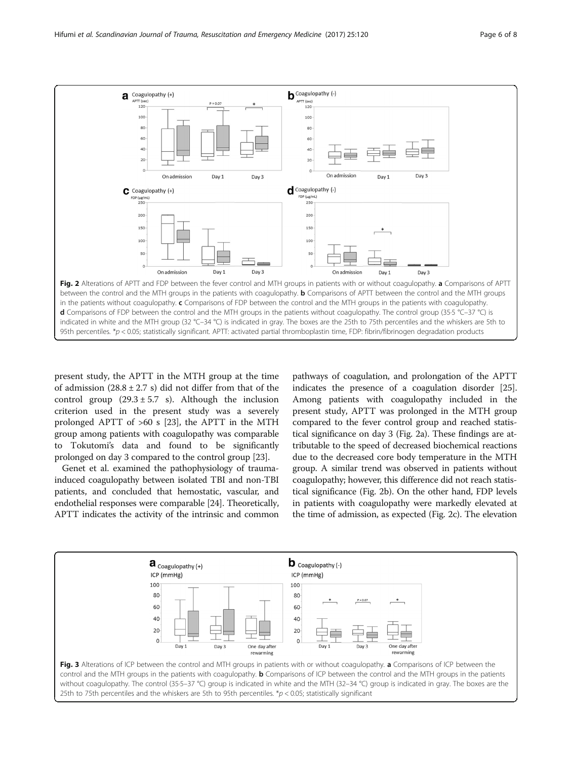a Coagulopathy (+)
APTT (sec)
120
100
80
60
40
20
0
P = 0.07
*
On admission
Day 1
Day 3

b Coagulopathy (-)
APTT (sec)
120
100
80
60
40
20
0
On admission
Day 1
Day 3

c Coagulopathy (+)
FDP (μg/mL)
250
200
150
100
50
0
On admission
Day 1
Day 3

d Coagulopathy (-)
FDP (μg/mL)
250
200
150
100
50
0
*
On admission
Day 1
Day 3

**Fig. 2** Alterations of APTT and FDP between the fever control and MTH groups in patients with or without coagulopathy. **a** Comparisons of APTT between the control and the MTH groups in the patients with coagulopathy. **b** Comparisons of APTT between the control and the MTH groups in the patients without coagulopathy. **c** Comparisons of FDP between the control and the MTH groups in the patients with coagulopathy. **d** Comparisons of FDP between the control and the MTH groups in the patients without coagulopathy. The control group (35·5 °C–37 °C) is indicated in white and the MTH group (32 °C–34 °C) is indicated in gray. The boxes are the 25th to 75th percentiles and the whiskers are 5th to 95th percentiles. *$p < 0.05$; statistically significant. APTT: activated partial thromboplastin time, FDP: fibrin/fibrinogen degradation products

present study, the APTT in the MTH group at the time of admission (28.8 ± 2.7 s) did not differ from that of the control group (29.3 ± 5.7 s). Although the inclusion criterion used in the present study was a severely prolonged APTT of >60 s [23], the APTT in the MTH group among patients with coagulopathy was comparable to Tokutomi's data and found to be significantly prolonged on day 3 compared to the control group [23].

Genet et al. examined the pathophysiology of trauma-induced coagulopathy between isolated TBI and non-TBI patients, and concluded that hemostatic, vascular, and endothelial responses were comparable [24]. Theoretically, APTT indicates the activity of the intrinsic and common pathways of coagulation, and prolongation of the APTT indicates the presence of a coagulation disorder [25]. Among patients with coagulopathy included in the present study, APTT was prolonged in the MTH group compared to the fever control group and reached statistical significance on day 3 (Fig. 2a). These findings are attributable to the speed of decreased biochemical reactions due to the decreased core body temperature in the MTH group. A similar trend was observed in patients without coagulopathy; however, this difference did not reach statistical significance (Fig. 2b). On the other hand, FDP levels in patients with coagulopathy were markedly elevated at the time of admission, as expected (Fig. 2c). The elevation

a Coagulopathy (+)
ICP (mmHg)
100
80
60
40
20
0
Day 1
Day 3
One day after rewarming

b Coagulopathy (-)
ICP (mmHg)
100
80
60
40
20
0
*
P = 0.07
*
Day 1
Day 3
One day after rewarming

**Fig. 3** Alterations of ICP between the control and MTH groups in patients with or without coagulopathy. **a** Comparisons of ICP between the control and the MTH groups in the patients with coagulopathy. **b** Comparisons of ICP between the control and the MTH groups in the patients without coagulopathy. The control (35·5–37 °C) group is indicated in white and the MTH (32–34 °C) group is indicated in gray. The boxes are the 25th to 75th percentiles and the whiskers are 5th to 95th percentiles. *$p < 0.05$; statistically significant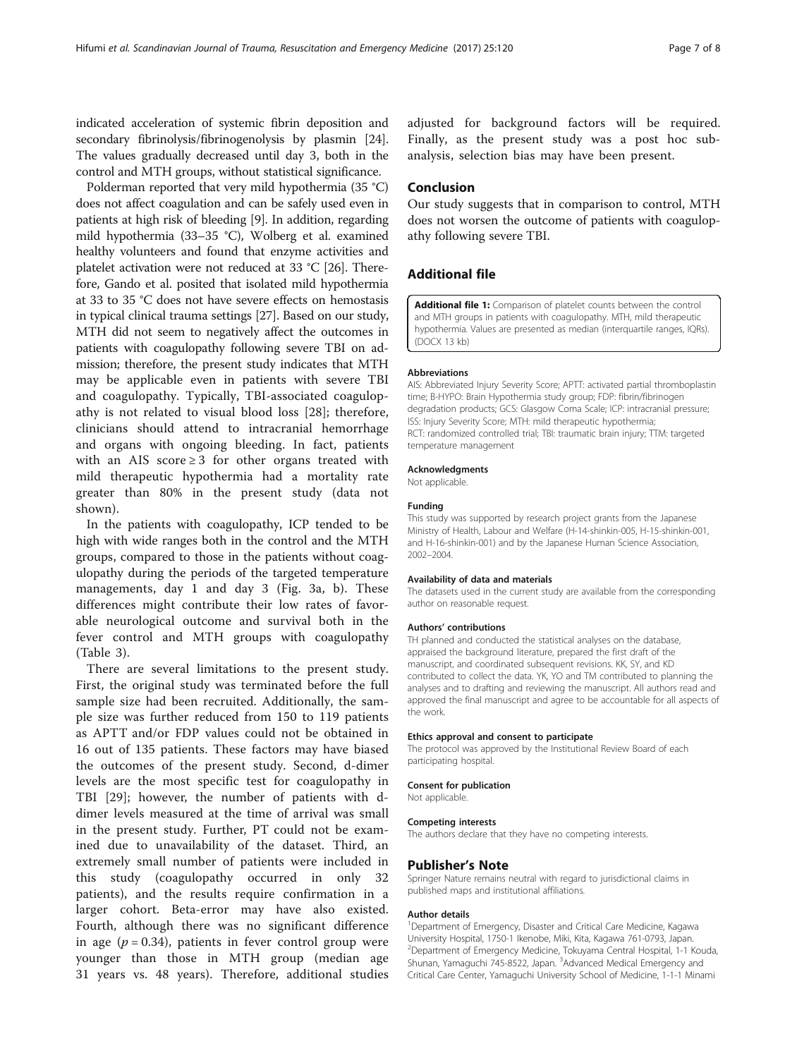indicated acceleration of systemic fibrin deposition and secondary fibrinolysis/fibrinogenolysis by plasmin [24]. The values gradually decreased until day 3, both in the control and MTH groups, without statistical significance.

Polderman reported that very mild hypothermia (35 °C) does not affect coagulation and can be safely used even in patients at high risk of bleeding [9]. In addition, regarding mild hypothermia (33–35 °C), Wolberg et al. examined healthy volunteers and found that enzyme activities and platelet activation were not reduced at 33 °C [26]. Therefore, Gando et al. posited that isolated mild hypothermia at 33 to 35 °C does not have severe effects on hemostasis in typical clinical trauma settings [27]. Based on our study, MTH did not seem to negatively affect the outcomes in patients with coagulopathy following severe TBI on admission; therefore, the present study indicates that MTH may be applicable even in patients with severe TBI and coagulopathy. Typically, TBI-associated coagulopathy is not related to visual blood loss [28]; therefore, clinicians should attend to intracranial hemorrhage and organs with ongoing bleeding. In fact, patients with an AIS score ≥ 3 for other organs treated with mild therapeutic hypothermia had a mortality rate greater than 80% in the present study (data not shown).

In the patients with coagulopathy, ICP tended to be high with wide ranges both in the control and the MTH groups, compared to those in the patients without coagulopathy during the periods of the targeted temperature managements, day 1 and day 3 (Fig. 3a, b). These differences might contribute their low rates of favorable neurological outcome and survival both in the fever control and MTH groups with coagulopathy (Table 3).

There are several limitations to the present study. First, the original study was terminated before the full sample size had been recruited. Additionally, the sample size was further reduced from 150 to 119 patients as APTT and/or FDP values could not be obtained in 16 out of 135 patients. These factors may have biased the outcomes of the present study. Second, d-dimer levels are the most specific test for coagulopathy in TBI [29]; however, the number of patients with d-dimer levels measured at the time of arrival was small in the present study. Further, PT could not be examined due to unavailability of the dataset. Third, an extremely small number of patients were included in this study (coagulopathy occurred in only 32 patients), and the results require confirmation in a larger cohort. Beta-error may have also existed. Fourth, although there was no significant difference in age ($p = 0.34$), patients in fever control group were younger than those in MTH group (median age 31 years vs. 48 years). Therefore, additional studies adjusted for background factors will be required. Finally, as the present study was a post hoc subanalysis, selection bias may have been present.

## Conclusion

Our study suggests that in comparison to control, MTH does not worsen the outcome of patients with coagulopathy following severe TBI.

## Additional file

**Additional file 1:** Comparison of platelet counts between the control and MTH groups in patients with coagulopathy. MTH, mild therapeutic hypothermia. Values are presented as median (interquartile ranges, IQRs). (DOCX 13 kb)

#### Abbreviations

AIS: Abbreviated Injury Severity Score; APTT: activated partial thromboplastin time; B-HYPO: Brain Hypothermia study group; FDP: fibrin/fibrinogen degradation products; GCS: Glasgow Coma Scale; ICP: intracranial pressure; ISS: Injury Severity Score; MTH: mild therapeutic hypothermia; RCT: randomized controlled trial; TBI: traumatic brain injury; TTM: targeted temperature management

#### Acknowledgments

Not applicable.

#### Funding

This study was supported by research project grants from the Japanese Ministry of Health, Labour and Welfare (H-14-shinkin-005, H-15-shinkin-001, and H-16-shinkin-001) and by the Japanese Human Science Association, 2002–2004.

#### Availability of data and materials

The datasets used in the current study are available from the corresponding author on reasonable request.

#### Authors' contributions

TH planned and conducted the statistical analyses on the database, appraised the background literature, prepared the first draft of the manuscript, and coordinated subsequent revisions. KK, SY, and KD contributed to collect the data. YK, YO and TM contributed to planning the analyses and to drafting and reviewing the manuscript. All authors read and approved the final manuscript and agree to be accountable for all aspects of the work.

#### Ethics approval and consent to participate

The protocol was approved by the Institutional Review Board of each participating hospital.

#### Consent for publication

Not applicable.

#### Competing interests

The authors declare that they have no competing interests.

## Publisher's Note

Springer Nature remains neutral with regard to jurisdictional claims in published maps and institutional affiliations.

#### Author details

[1]Department of Emergency, Disaster and Critical Care Medicine, Kagawa University Hospital, 1750-1 Ikenobe, Miki, Kita, Kagawa 761-0793, Japan. [2]Department of Emergency Medicine, Tokuyama Central Hospital, 1-1 Kouda, Shunan, Yamaguchi 745-8522, Japan. [3]Advanced Medical Emergency and Critical Care Center, Yamaguchi University School of Medicine, 1-1-1 Minami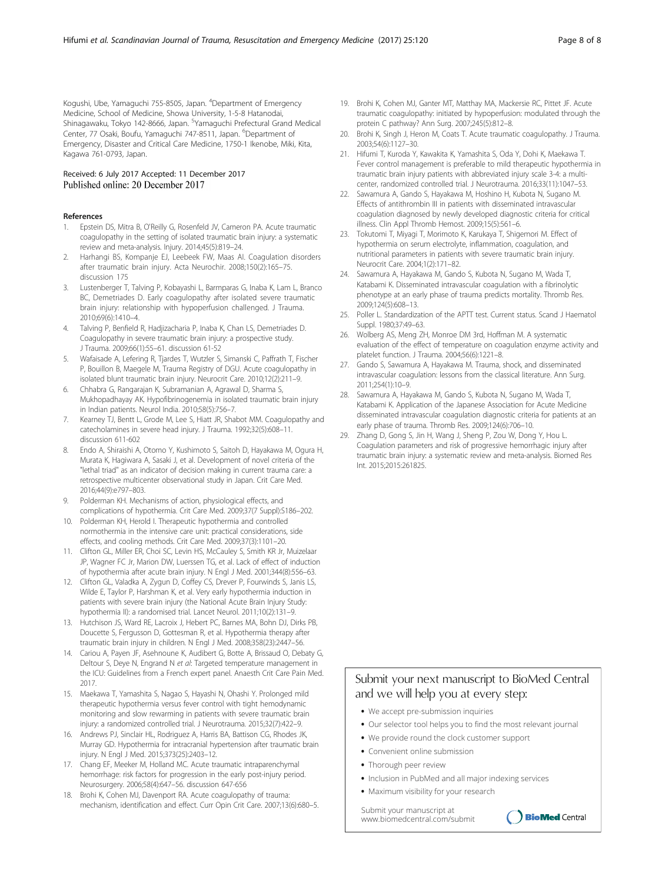Kogushi, Ube, Yamaguchi 755-8505, Japan. [4]Department of Emergency Medicine, School of Medicine, Showa University, 1-5-8 Hatanodai, Shinagawaku, Tokyo 142-8666, Japan. [5]Yamaguchi Prefectural Grand Medical Center, 77 Osaki, Boufu, Yamaguchi 747-8511, Japan. [6]Department of Emergency, Disaster and Critical Care Medicine, 1750-1 Ikenobe, Miki, Kita, Kagawa 761-0793, Japan.

Received: 6 July 2017 Accepted: 11 December 2017
Published online: 20 December 2017

## References

1. Epstein DS, Mitra B, O'Reilly G, Rosenfeld JV, Cameron PA. Acute traumatic coagulopathy in the setting of isolated traumatic brain injury: a systematic review and meta-analysis. Injury. 2014;45(5):819–24.
2. Harhangi BS, Kompanje EJ, Leebeek FW, Maas AI. Coagulation disorders after traumatic brain injury. Acta Neurochir. 2008;150(2):165–75. discussion 175
3. Lustenberger T, Talving P, Kobayashi L, Barmparas G, Inaba K, Lam L, Branco BC, Demetriades D. Early coagulopathy after isolated severe traumatic brain injury: relationship with hypoperfusion challenged. J Trauma. 2010;69(6):1410–4.
4. Talving P, Benfield R, Hadjizacharia P, Inaba K, Chan LS, Demetriades D. Coagulopathy in severe traumatic brain injury: a prospective study. J Trauma. 2009;66(1):55–61. discussion 61-52
5. Wafaisade A, Lefering R, Tjardes T, Wutzler S, Simanski C, Paffrath T, Fischer P, Bouillon B, Maegele M, Trauma Registry of DGU. Acute coagulopathy in isolated blunt traumatic brain injury. Neurocrit Care. 2010;12(2):211–9.
6. Chhabra G, Rangarajan K, Subramanian A, Agrawal D, Sharma S, Mukhopadhayay AK. Hypofibrinogenemia in isolated traumatic brain injury in Indian patients. Neurol India. 2010;58(5):756–7.
7. Kearney TJ, Bentt L, Grode M, Lee S, Hiatt JR, Shabot MM. Coagulopathy and catecholamines in severe head injury. J Trauma. 1992;32(5):608–11. discussion 611-602
8. Endo A, Shiraishi A, Otomo Y, Kushimoto S, Saitoh D, Hayakawa M, Ogura H, Murata K, Hagiwara A, Sasaki J, et al. Development of novel criteria of the "lethal triad" as an indicator of decision making in current trauma care: a retrospective multicenter observational study in Japan. Crit Care Med. 2016;44(9):e797–803.
9. Polderman KH. Mechanisms of action, physiological effects, and complications of hypothermia. Crit Care Med. 2009;37(7 Suppl):S186–202.
10. Polderman KH, Herold I. Therapeutic hypothermia and controlled normothermia in the intensive care unit: practical considerations, side effects, and cooling methods. Crit Care Med. 2009;37(3):1101–20.
11. Clifton GL, Miller ER, Choi SC, Levin HS, McCauley S, Smith KR Jr, Muizelaar JP, Wagner FC Jr, Marion DW, Luerssen TG, et al. Lack of effect of induction of hypothermia after acute brain injury. N Engl J Med. 2001;344(8):556–63.
12. Clifton GL, Valadka A, Zygun D, Coffey CS, Drever P, Fourwinds S, Janis LS, Wilde E, Taylor P, Harshman K, et al. Very early hypothermia induction in patients with severe brain injury (the National Acute Brain Injury Study: hypothermia II): a randomised trial. Lancet Neurol. 2011;10(2):131–9.
13. Hutchison JS, Ward RE, Lacroix J, Hebert PC, Barnes MA, Bohn DJ, Dirks PB, Doucette S, Fergusson D, Gottesman R, et al. Hypothermia therapy after traumatic brain injury in children. N Engl J Med. 2008;358(23):2447–56.
14. Cariou A, Payen JF, Asehnoune K, Audibert G, Botte A, Brissaud O, Debaty G, Deltour S, Deye N, Engrand N *et al*: Targeted temperature management in the ICU: Guidelines from a French expert panel. Anaesth Crit Care Pain Med. 2017.
15. Maekawa T, Yamashita S, Nagao S, Hayashi N, Ohashi Y. Prolonged mild therapeutic hypothermia versus fever control with tight hemodynamic monitoring and slow rewarming in patients with severe traumatic brain injury: a randomized controlled trial. J Neurotrauma. 2015;32(7):422–9.
16. Andrews PJ, Sinclair HL, Rodriguez A, Harris BA, Battison CG, Rhodes JK, Murray GD. Hypothermia for intracranial hypertension after traumatic brain injury. N Engl J Med. 2015;373(25):2403–12.
17. Chang EF, Meeker M, Holland MC. Acute traumatic intraparenchymal hemorrhage: risk factors for progression in the early post-injury period. Neurosurgery. 2006;58(4):647–56. discussion 647-656
18. Brohi K, Cohen MJ, Davenport RA. Acute coagulopathy of trauma: mechanism, identification and effect. Curr Opin Crit Care. 2007;13(6):680–5.
19. Brohi K, Cohen MJ, Ganter MT, Matthay MA, Mackersie RC, Pittet JF. Acute traumatic coagulopathy: initiated by hypoperfusion: modulated through the protein C pathway? Ann Surg. 2007;245(5):812–8.
20. Brohi K, Singh J, Heron M, Coats T. Acute traumatic coagulopathy. J Trauma. 2003;54(6):1127–30.
21. Hifumi T, Kuroda Y, Kawakita K, Yamashita S, Oda Y, Dohi K, Maekawa T. Fever control management is preferable to mild therapeutic hypothermia in traumatic brain injury patients with abbreviated injury scale 3-4: a multi-center, randomized controlled trial. J Neurotrauma. 2016;33(11):1047–53.
22. Sawamura A, Gando S, Hayakawa M, Hoshino H, Kubota N, Sugano M. Effects of antithrombin III in patients with disseminated intravascular coagulation diagnosed by newly developed diagnostic criteria for critical illness. Clin Appl Thromb Hemost. 2009;15(5):561–6.
23. Tokutomi T, Miyagi T, Morimoto K, Karukaya T, Shigemori M. Effect of hypothermia on serum electrolyte, inflammation, coagulation, and nutritional parameters in patients with severe traumatic brain injury. Neurocrit Care. 2004;1(2):171–82.
24. Sawamura A, Hayakawa M, Gando S, Kubota N, Sugano M, Wada T, Katabami K. Disseminated intravascular coagulation with a fibrinolytic phenotype at an early phase of trauma predicts mortality. Thromb Res. 2009;124(5):608–13.
25. Poller L. Standardization of the APTT test. Current status. Scand J Haematol Suppl. 1980;37:49–63.
26. Wolberg AS, Meng ZH, Monroe DM 3rd, Hoffman M. A systematic evaluation of the effect of temperature on coagulation enzyme activity and platelet function. J Trauma. 2004;56(6):1221–8.
27. Gando S, Sawamura A, Hayakawa M. Trauma, shock, and disseminated intravascular coagulation: lessons from the classical literature. Ann Surg. 2011;254(1):10–9.
28. Sawamura A, Hayakawa M, Gando S, Kubota N, Sugano M, Wada T, Katabami K. Application of the Japanese Association for Acute Medicine disseminated intravascular coagulation diagnostic criteria for patients at an early phase of trauma. Thromb Res. 2009;124(6):706–10.
29. Zhang D, Gong S, Jin H, Wang J, Sheng P, Zou W, Dong Y, Hou L. Coagulation parameters and risk of progressive hemorrhagic injury after traumatic brain injury: a systematic review and meta-analysis. Biomed Res Int. 2015;2015:261825.

Submit your next manuscript to BioMed Central and we will help you at every step:

- We accept pre-submission inquiries
- Our selector tool helps you to find the most relevant journal
- We provide round the clock customer support
- Convenient online submission
- Thorough peer review
- Inclusion in PubMed and all major indexing services
- Maximum visibility for your research

Submit your manuscript at
www.biomedcentral.com/submit

BioMed Central